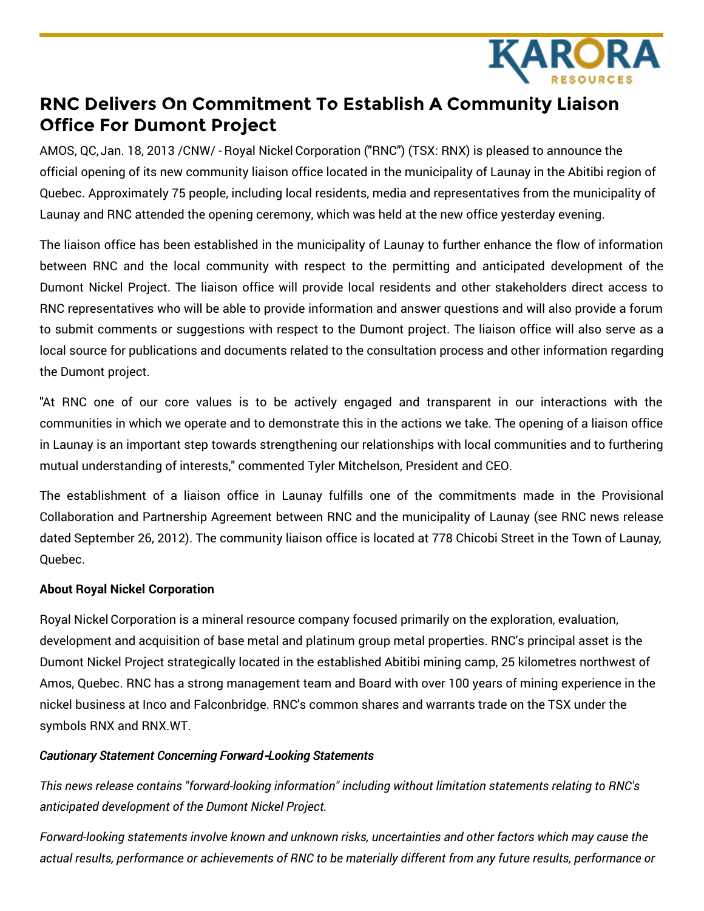# RNC Delivers On Commitment To Establish A Community Liaison Office For Dumont Project

AMOS, QC, Jan. 18, 2013 /CNW/ - Royal Nickel Corporation ("RNC") (TSX: RNX) is pleased to announce the official opening of its new community liaison office located in the municipality of Launay in the Abitibi region of Quebec. Approximately 75 people, including local residents, media and representatives from the municipality of Launay and RNC attended the opening ceremony, which was held at the new office yesterday evening.

The liaison office has been established in the municipality of Launay to further enhance the flow of information between RNC and the local community with respect to the permitting and anticipated development of the Dumont Nickel Project. The liaison office will provide local residents and other stakeholders direct access to RNC representatives who will be able to provide information and answer questions and will also provide a forum to submit comments or suggestions with respect to the Dumont project. The liaison office will also serve as a local source for publications and documents related to the consultation process and other information regarding the Dumont project.

"At RNC one of our core values is to be actively engaged and transparent in our interactions with the communities in which we operate and to demonstrate this in the actions we take. The opening of a liaison office in Launay is an important step towards strengthening our relationships with local communities and to furthering mutual understanding of interests," commented Tyler Mitchelson, President and CEO.

The establishment of a liaison office in Launay fulfills one of the commitments made in the Provisional Collaboration and Partnership Agreement between RNC and the municipality of Launay (see RNC news release dated September 26, 2012). The community liaison office is located at 778 Chicobi Street in the Town of Launay, Quebec.

**About Royal Nickel Corporation**

Royal Nickel Corporation is a mineral resource company focused primarily on the exploration, evaluation, development and acquisition of base metal and platinum group metal properties. RNC's principal asset is the Dumont Nickel Project strategically located in the established Abitibi mining camp, 25 kilometres northwest of Amos, Quebec. RNC has a strong management team and Board with over 100 years of mining experience in the nickel business at Inco and Falconbridge. RNC's common shares and warrants trade on the TSX under the symbols RNX and RNX.WT.

***Cautionary Statement Concerning Forward-Looking Statements***

*This news release contains "forward-looking information" including without limitation statements relating to RNC's anticipated development of the Dumont Nickel Project.*

*Forward-looking statements involve known and unknown risks, uncertainties and other factors which may cause the actual results, performance or achievements of RNC to be materially different from any future results, performance or*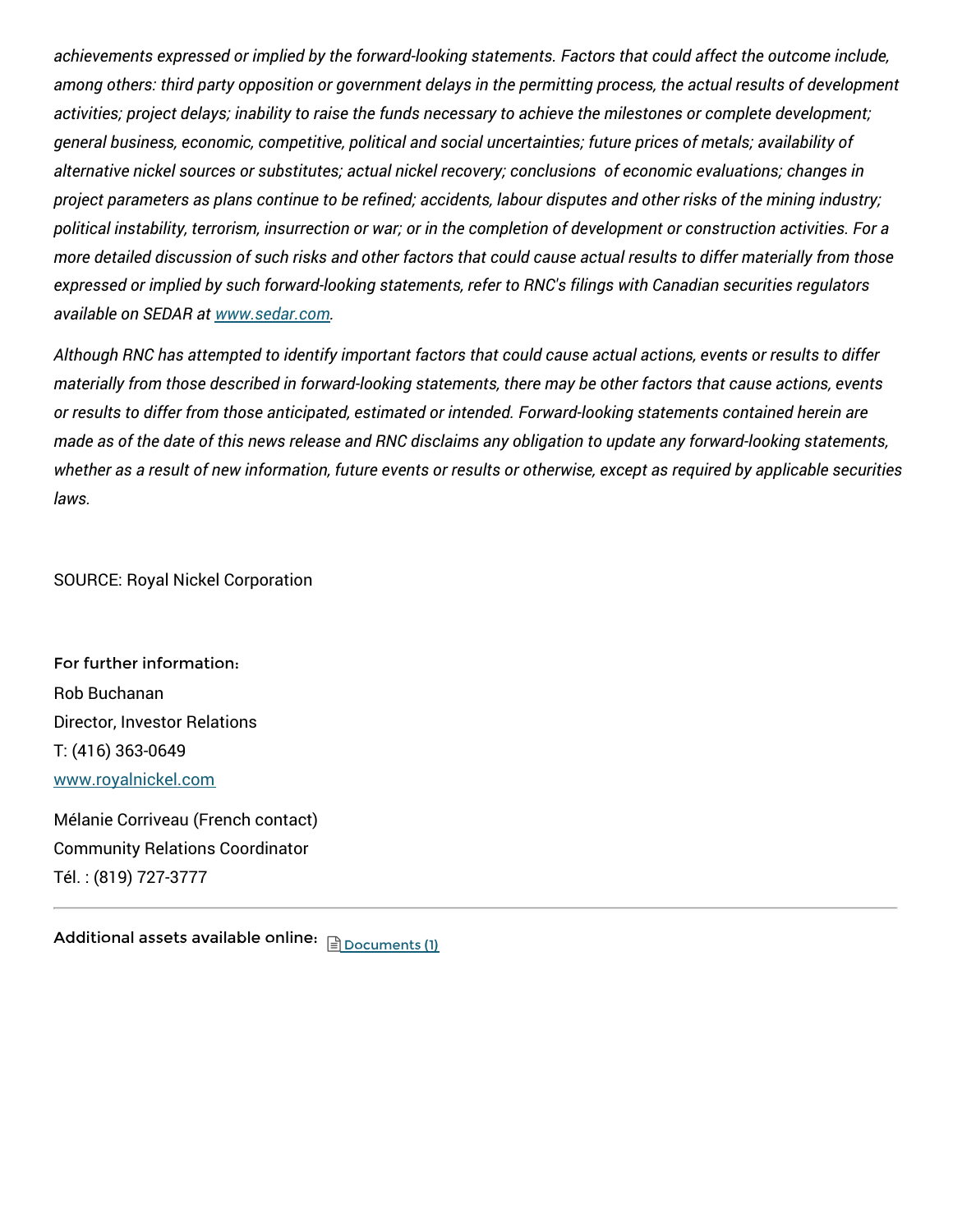*achievements expressed or implied by the forward-looking statements. Factors that could affect the outcome include, among others: third party opposition or government delays in the permitting process, the actual results of development activities; project delays; inability to raise the funds necessary to achieve the milestones or complete development; general business, economic, competitive, political and social uncertainties; future prices of metals; availability of alternative nickel sources or substitutes; actual nickel recovery; conclusions of economic evaluations; changes in project parameters as plans continue to be refined; accidents, labour disputes and other risks of the mining industry; political instability, terrorism, insurrection or war; or in the completion of development or construction activities. For a more detailed discussion of such risks and other factors that could cause actual results to differ materially from those expressed or implied by such forward-looking statements, refer to RNC's filings with Canadian securities regulators available on SEDAR at [www.sedar.com](www.sedar.com).*

*Although RNC has attempted to identify important factors that could cause actual actions, events or results to differ materially from those described in forward-looking statements, there may be other factors that cause actions, events or results to differ from those anticipated, estimated or intended. Forward-looking statements contained herein are made as of the date of this news release and RNC disclaims any obligation to update any forward-looking statements, whether as a result of new information, future events or results or otherwise, except as required by applicable securities laws.*

SOURCE: Royal Nickel Corporation

For further information:
Rob Buchanan
Director, Investor Relations
T: (416) 363-0649
[www.royalnickel.com](www.royalnickel.com)

Mélanie Corriveau (French contact)
Community Relations Coordinator
Tél. : (819) 727-3777

---

Additional assets available online: Documents (1)